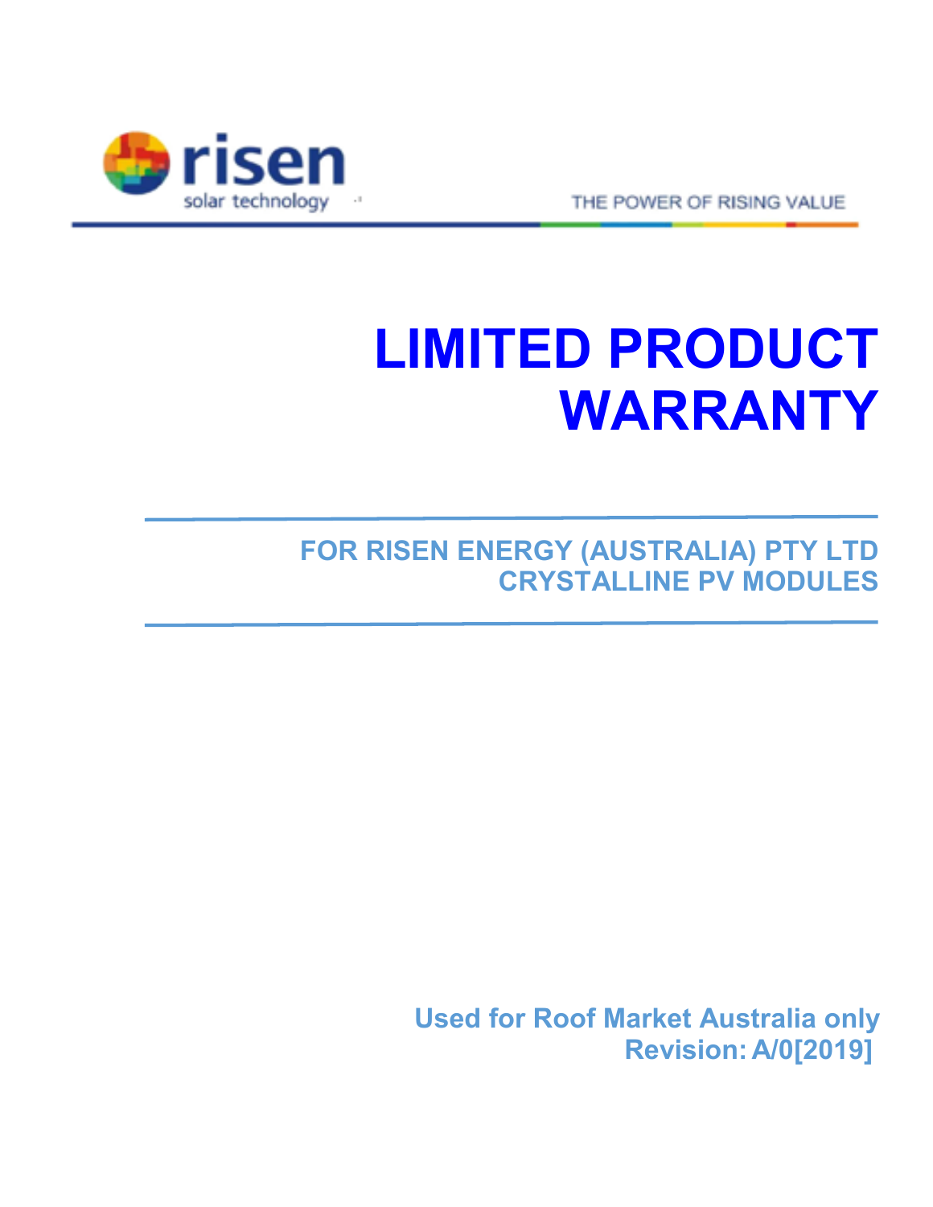risen

solar technology

THE POWER OF RISING VALUE

# LIMITED PRODUCT WARRANTY

## FOR RISEN ENERGY (AUSTRALIA) PTY LTD CRYSTALLINE PV MODULES

**Used for Roof Market Australia only**

**Revision: A/0[2019]**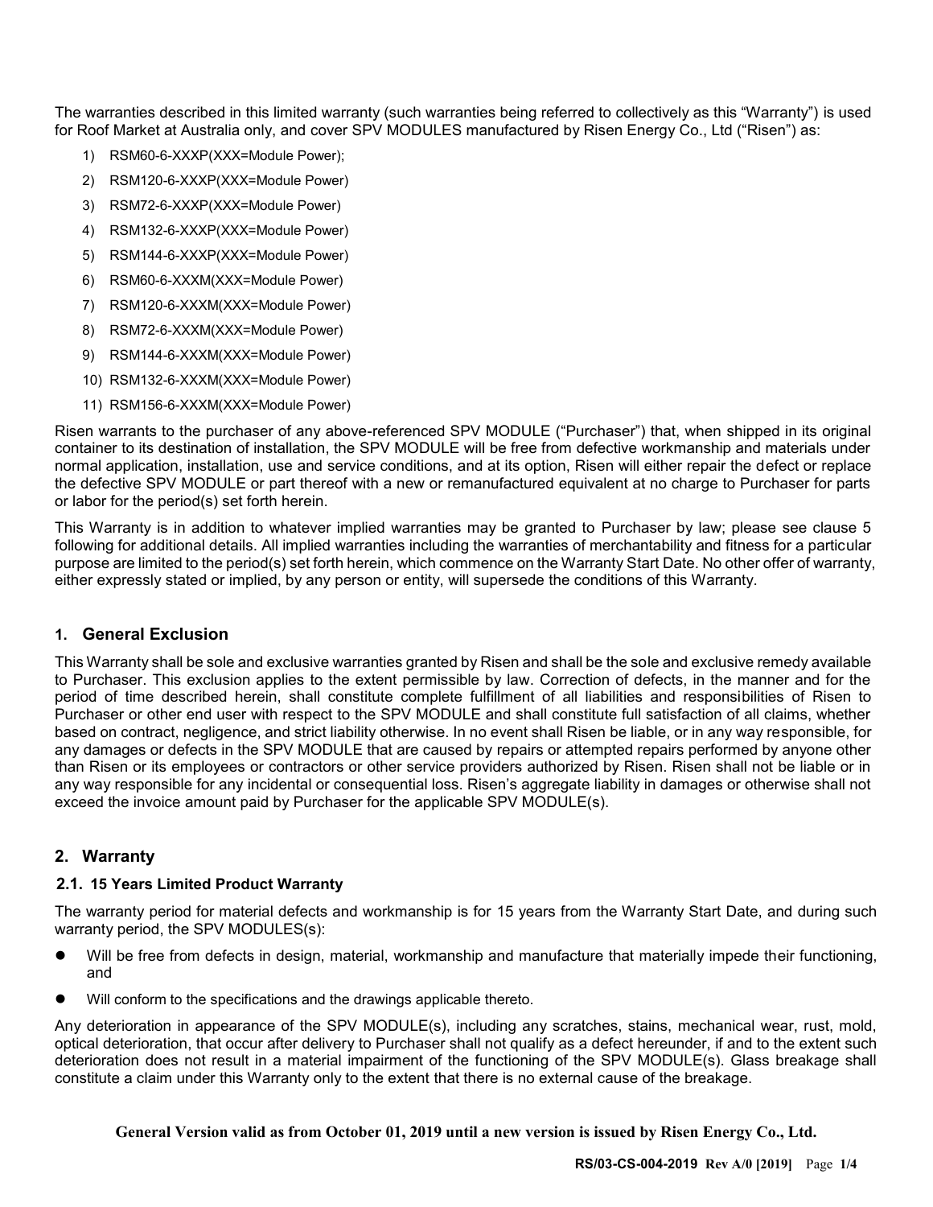The warranties described in this limited warranty (such warranties being referred to collectively as this "Warranty") is used for Roof Market at Australia only, and cover SPV MODULES manufactured by Risen Energy Co., Ltd ("Risen") as:

1) RSM60-6-XXXP(XXX=Module Power);
2) RSM120-6-XXXP(XXX=Module Power)
3) RSM72-6-XXXP(XXX=Module Power)
4) RSM132-6-XXXP(XXX=Module Power)
5) RSM144-6-XXXP(XXX=Module Power)
6) RSM60-6-XXXM(XXX=Module Power)
7) RSM120-6-XXXM(XXX=Module Power)
8) RSM72-6-XXXM(XXX=Module Power)
9) RSM144-6-XXXM(XXX=Module Power)
10) RSM132-6-XXXM(XXX=Module Power)
11) RSM156-6-XXXM(XXX=Module Power)

Risen warrants to the purchaser of any above-referenced SPV MODULE ("Purchaser") that, when shipped in its original container to its destination of installation, the SPV MODULE will be free from defective workmanship and materials under normal application, installation, use and service conditions, and at its option, Risen will either repair the defect or replace the defective SPV MODULE or part thereof with a new or remanufactured equivalent at no charge to Purchaser for parts or labor for the period(s) set forth herein.

This Warranty is in addition to whatever implied warranties may be granted to Purchaser by law; please see clause 5 following for additional details. All implied warranties including the warranties of merchantability and fitness for a particular purpose are limited to the period(s) set forth herein, which commence on the Warranty Start Date. No other offer of warranty, either expressly stated or implied, by any person or entity, will supersede the conditions of this Warranty.

## 1. General Exclusion

This Warranty shall be sole and exclusive warranties granted by Risen and shall be the sole and exclusive remedy available to Purchaser. This exclusion applies to the extent permissible by law. Correction of defects, in the manner and for the period of time described herein, shall constitute complete fulfillment of all liabilities and responsibilities of Risen to Purchaser or other end user with respect to the SPV MODULE and shall constitute full satisfaction of all claims, whether based on contract, negligence, and strict liability otherwise. In no event shall Risen be liable, or in any way responsible, for any damages or defects in the SPV MODULE that are caused by repairs or attempted repairs performed by anyone other than Risen or its employees or contractors or other service providers authorized by Risen. Risen shall not be liable or in any way responsible for any incidental or consequential loss. Risen's aggregate liability in damages or otherwise shall not exceed the invoice amount paid by Purchaser for the applicable SPV MODULE(s).

## 2. Warranty

### 2.1. 15 Years Limited Product Warranty

The warranty period for material defects and workmanship is for 15 years from the Warranty Start Date, and during such warranty period, the SPV MODULES(s):

- Will be free from defects in design, material, workmanship and manufacture that materially impede their functioning, and
- Will conform to the specifications and the drawings applicable thereto.

Any deterioration in appearance of the SPV MODULE(s), including any scratches, stains, mechanical wear, rust, mold, optical deterioration, that occur after delivery to Purchaser shall not qualify as a defect hereunder, if and to the extent such deterioration does not result in a material impairment of the functioning of the SPV MODULE(s). Glass breakage shall constitute a claim under this Warranty only to the extent that there is no external cause of the breakage.

**General Version valid as from October 01, 2019 until a new version is issued by Risen Energy Co., Ltd.**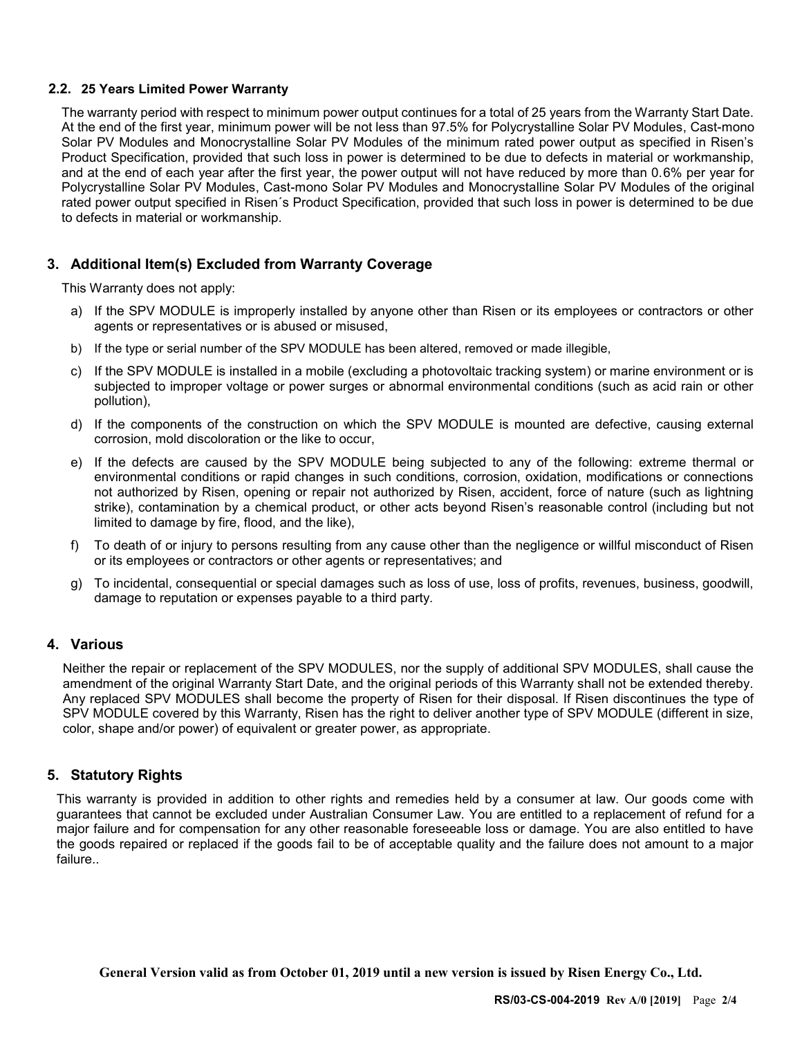### 2.2. 25 Years Limited Power Warranty

The warranty period with respect to minimum power output continues for a total of 25 years from the Warranty Start Date. At the end of the first year, minimum power will be not less than 97.5% for Polycrystalline Solar PV Modules, Cast-mono Solar PV Modules and Monocrystalline Solar PV Modules of the minimum rated power output as specified in Risen's Product Specification, provided that such loss in power is determined to be due to defects in material or workmanship, and at the end of each year after the first year, the power output will not have reduced by more than 0.6% per year for Polycrystalline Solar PV Modules, Cast-mono Solar PV Modules and Monocrystalline Solar PV Modules of the original rated power output specified in Risen´s Product Specification, provided that such loss in power is determined to be due to defects in material or workmanship.

## 3. Additional Item(s) Excluded from Warranty Coverage

This Warranty does not apply:

a) If the SPV MODULE is improperly installed by anyone other than Risen or its employees or contractors or other agents or representatives or is abused or misused,

b) If the type or serial number of the SPV MODULE has been altered, removed or made illegible,

c) If the SPV MODULE is installed in a mobile (excluding a photovoltaic tracking system) or marine environment or is subjected to improper voltage or power surges or abnormal environmental conditions (such as acid rain or other pollution),

d) If the components of the construction on which the SPV MODULE is mounted are defective, causing external corrosion, mold discoloration or the like to occur,

e) If the defects are caused by the SPV MODULE being subjected to any of the following: extreme thermal or environmental conditions or rapid changes in such conditions, corrosion, oxidation, modifications or connections not authorized by Risen, opening or repair not authorized by Risen, accident, force of nature (such as lightning strike), contamination by a chemical product, or other acts beyond Risen's reasonable control (including but not limited to damage by fire, flood, and the like),

f) To death of or injury to persons resulting from any cause other than the negligence or willful misconduct of Risen or its employees or contractors or other agents or representatives; and

g) To incidental, consequential or special damages such as loss of use, loss of profits, revenues, business, goodwill, damage to reputation or expenses payable to a third party.

## 4. Various

Neither the repair or replacement of the SPV MODULES, nor the supply of additional SPV MODULES, shall cause the amendment of the original Warranty Start Date, and the original periods of this Warranty shall not be extended thereby. Any replaced SPV MODULES shall become the property of Risen for their disposal. If Risen discontinues the type of SPV MODULE covered by this Warranty, Risen has the right to deliver another type of SPV MODULE (different in size, color, shape and/or power) of equivalent or greater power, as appropriate.

## 5. Statutory Rights

This warranty is provided in addition to other rights and remedies held by a consumer at law. Our goods come with guarantees that cannot be excluded under Australian Consumer Law. You are entitled to a replacement of refund for a major failure and for compensation for any other reasonable foreseeable loss or damage. You are also entitled to have the goods repaired or replaced if the goods fail to be of acceptable quality and the failure does not amount to a major failure..

**General Version valid as from October 01, 2019 until a new version is issued by Risen Energy Co., Ltd.**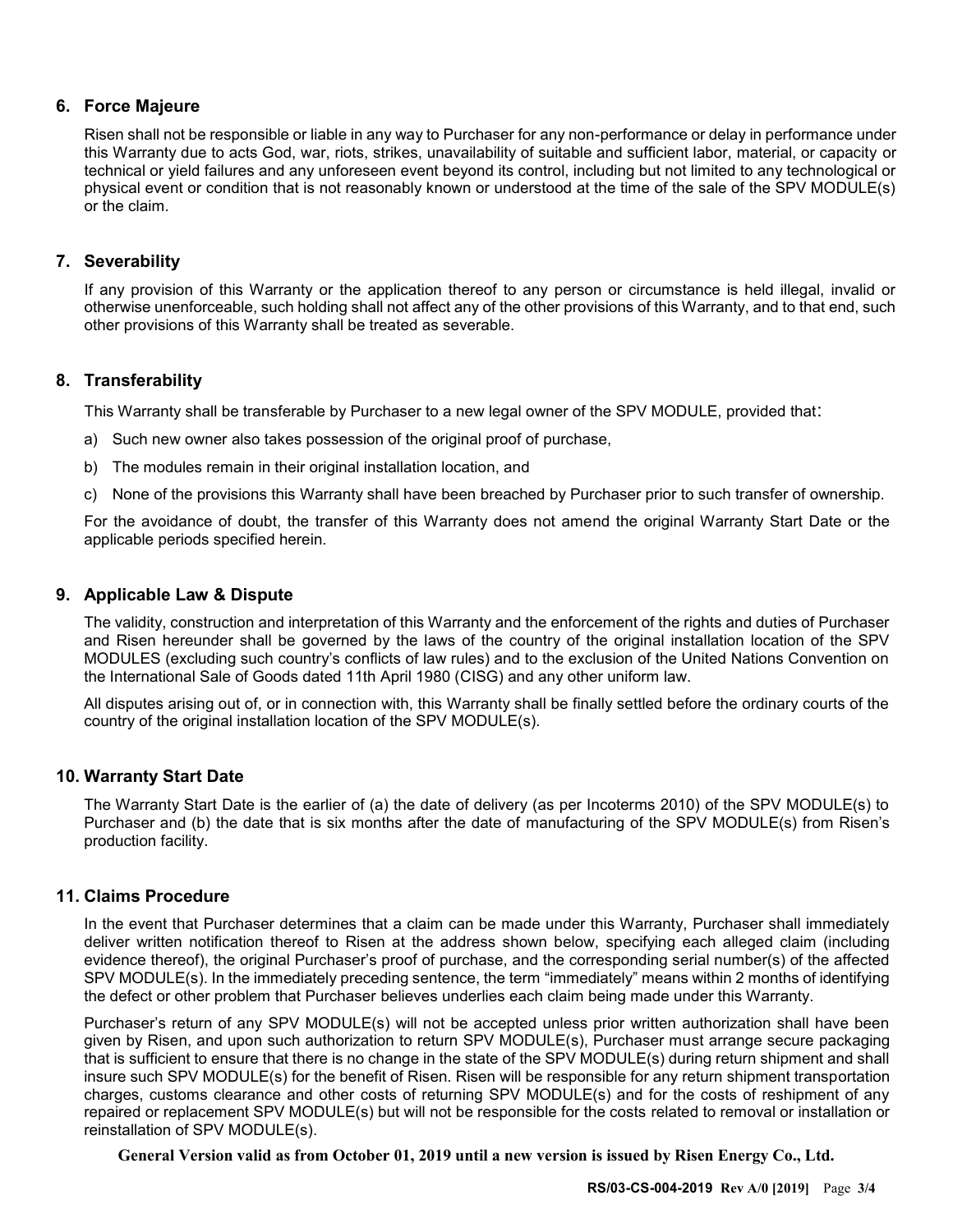## 6. Force Majeure

Risen shall not be responsible or liable in any way to Purchaser for any non-performance or delay in performance under this Warranty due to acts God, war, riots, strikes, unavailability of suitable and sufficient labor, material, or capacity or technical or yield failures and any unforeseen event beyond its control, including but not limited to any technological or physical event or condition that is not reasonably known or understood at the time of the sale of the SPV MODULE(s) or the claim.

## 7. Severability

If any provision of this Warranty or the application thereof to any person or circumstance is held illegal, invalid or otherwise unenforceable, such holding shall not affect any of the other provisions of this Warranty, and to that end, such other provisions of this Warranty shall be treated as severable.

## 8. Transferability

This Warranty shall be transferable by Purchaser to a new legal owner of the SPV MODULE, provided that:

a) Such new owner also takes possession of the original proof of purchase,

b) The modules remain in their original installation location, and

c) None of the provisions this Warranty shall have been breached by Purchaser prior to such transfer of ownership.

For the avoidance of doubt, the transfer of this Warranty does not amend the original Warranty Start Date or the applicable periods specified herein.

## 9. Applicable Law & Dispute

The validity, construction and interpretation of this Warranty and the enforcement of the rights and duties of Purchaser and Risen hereunder shall be governed by the laws of the country of the original installation location of the SPV MODULES (excluding such country's conflicts of law rules) and to the exclusion of the United Nations Convention on the International Sale of Goods dated 11th April 1980 (CISG) and any other uniform law.

All disputes arising out of, or in connection with, this Warranty shall be finally settled before the ordinary courts of the country of the original installation location of the SPV MODULE(s).

## 10. Warranty Start Date

The Warranty Start Date is the earlier of (a) the date of delivery (as per Incoterms 2010) of the SPV MODULE(s) to Purchaser and (b) the date that is six months after the date of manufacturing of the SPV MODULE(s) from Risen's production facility.

## 11. Claims Procedure

In the event that Purchaser determines that a claim can be made under this Warranty, Purchaser shall immediately deliver written notification thereof to Risen at the address shown below, specifying each alleged claim (including evidence thereof), the original Purchaser's proof of purchase, and the corresponding serial number(s) of the affected SPV MODULE(s). In the immediately preceding sentence, the term "immediately" means within 2 months of identifying the defect or other problem that Purchaser believes underlies each claim being made under this Warranty.

Purchaser's return of any SPV MODULE(s) will not be accepted unless prior written authorization shall have been given by Risen, and upon such authorization to return SPV MODULE(s), Purchaser must arrange secure packaging that is sufficient to ensure that there is no change in the state of the SPV MODULE(s) during return shipment and shall insure such SPV MODULE(s) for the benefit of Risen. Risen will be responsible for any return shipment transportation charges, customs clearance and other costs of returning SPV MODULE(s) and for the costs of reshipment of any repaired or replacement SPV MODULE(s) but will not be responsible for the costs related to removal or installation or reinstallation of SPV MODULE(s).

**General Version valid as from October 01, 2019 until a new version is issued by Risen Energy Co., Ltd.**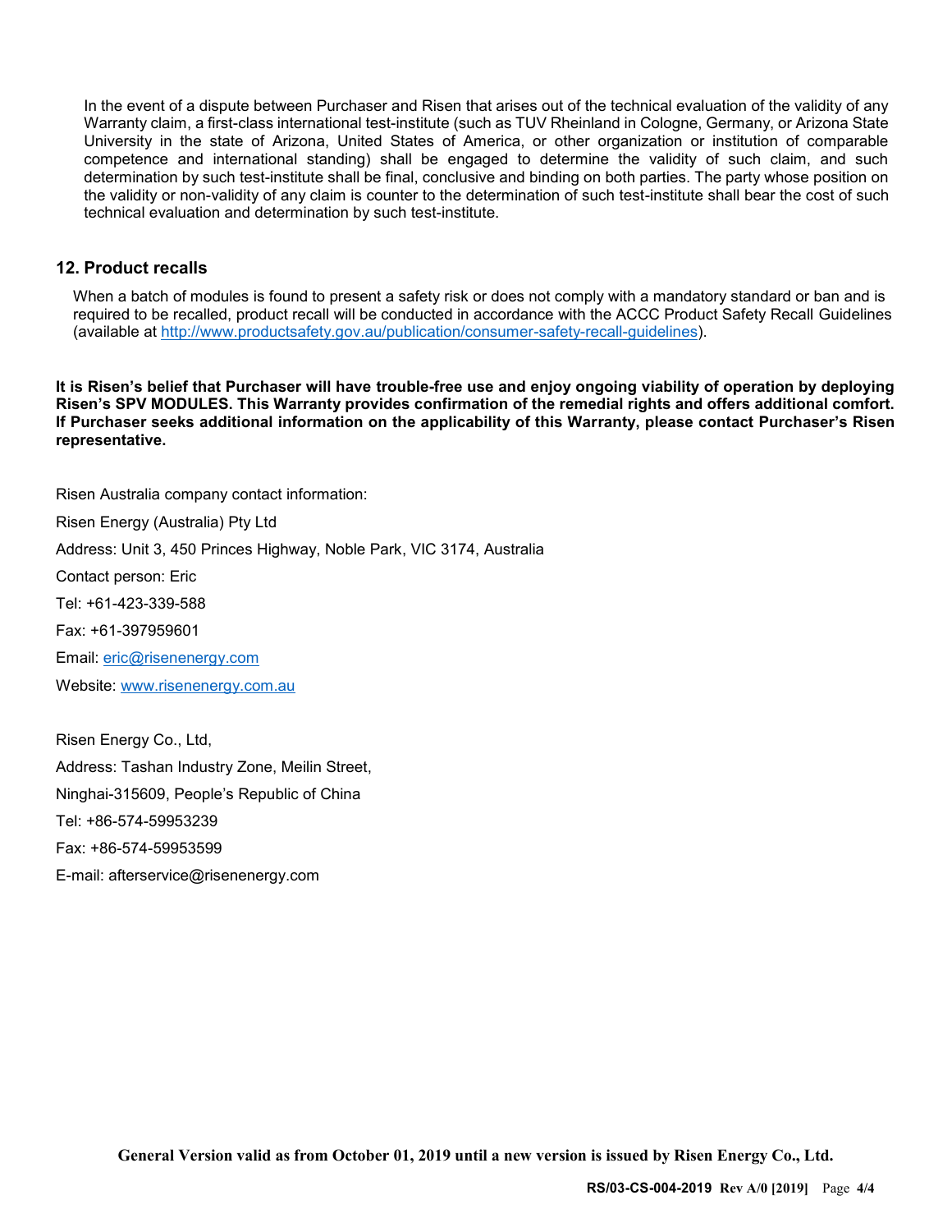In the event of a dispute between Purchaser and Risen that arises out of the technical evaluation of the validity of any Warranty claim, a first-class international test-institute (such as TUV Rheinland in Cologne, Germany, or Arizona State University in the state of Arizona, United States of America, or other organization or institution of comparable competence and international standing) shall be engaged to determine the validity of such claim, and such determination by such test-institute shall be final, conclusive and binding on both parties. The party whose position on the validity or non-validity of any claim is counter to the determination of such test-institute shall bear the cost of such technical evaluation and determination by such test-institute.

## 12. Product recalls

When a batch of modules is found to present a safety risk or does not comply with a mandatory standard or ban and is required to be recalled, product recall will be conducted in accordance with the ACCC Product Safety Recall Guidelines (available at http://www.productsafety.gov.au/publication/consumer-safety-recall-guidelines).

**It is Risen's belief that Purchaser will have trouble-free use and enjoy ongoing viability of operation by deploying Risen's SPV MODULES. This Warranty provides confirmation of the remedial rights and offers additional comfort. If Purchaser seeks additional information on the applicability of this Warranty, please contact Purchaser's Risen representative.**

Risen Australia company contact information:

Risen Energy (Australia) Pty Ltd

Address: Unit 3, 450 Princes Highway, Noble Park, VIC 3174, Australia

Contact person: Eric

Tel: +61-423-339-588

Fax: +61-397959601

Email: eric@risenenergy.com

Website: www.risenenergy.com.au

Risen Energy Co., Ltd,

Address: Tashan Industry Zone, Meilin Street,

Ninghai-315609, People's Republic of China

Tel: +86-574-59953239

Fax: +86-574-59953599

E-mail: afterservice@risenenergy.com

**General Version valid as from October 01, 2019 until a new version is issued by Risen Energy Co., Ltd.**

**RS/03-CS-004-2019 Rev A/0 [2019]**